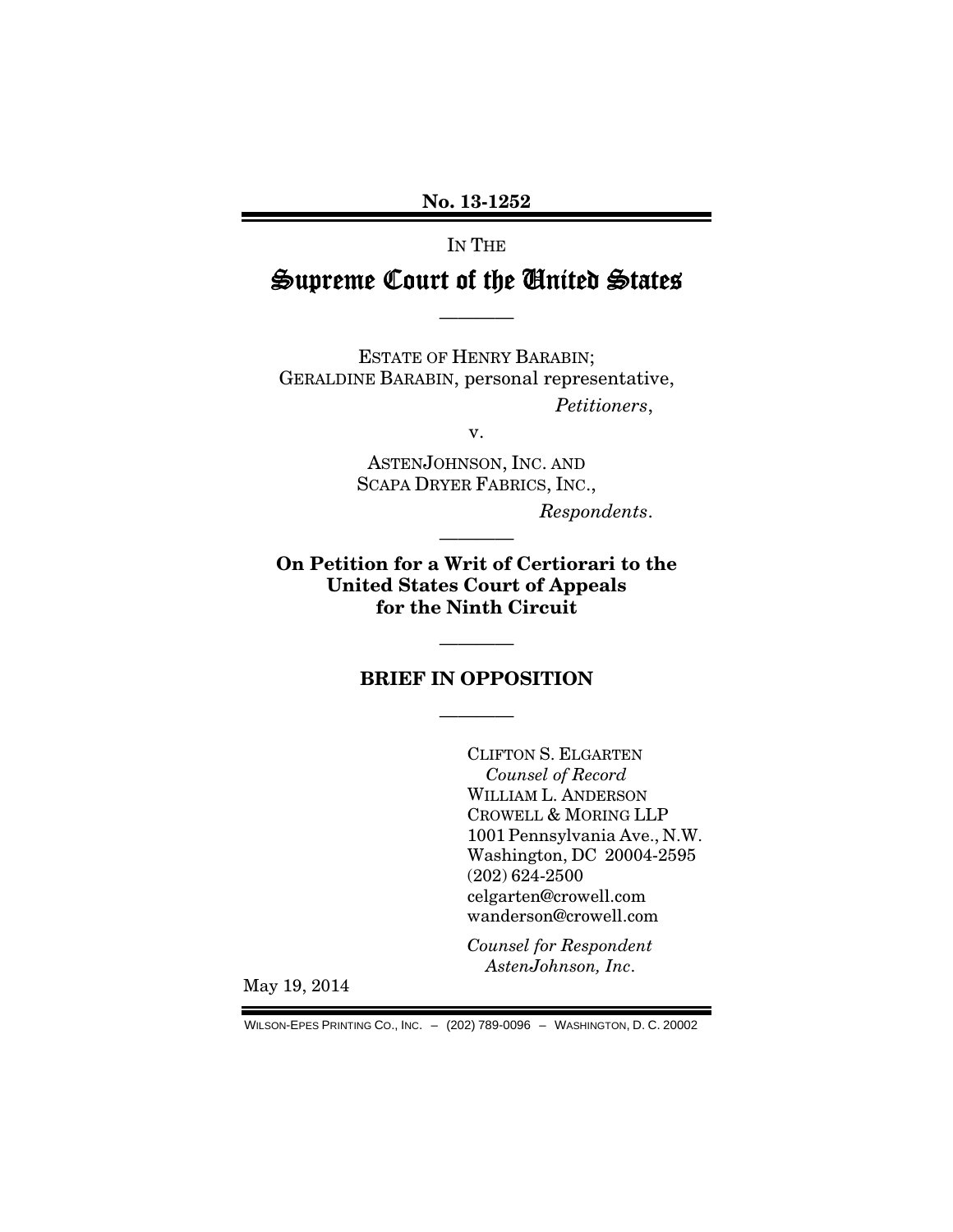**No. 13-1252**

IN THE

# Supreme Court of the United States

————

ESTATE OF HENRY BARABIN;
GERALDINE BARABIN, personal representative,

*Petitioners*,

v.

ASTENJOHNSON, INC. AND
SCAPA DRYER FABRICS, INC.,

*Respondents*.

————

**On Petition for a Writ of Certiorari to the United States Court of Appeals for the Ninth Circuit**

————

## BRIEF IN OPPOSITION

————

CLIFTON S. ELGARTEN
*Counsel of Record*
WILLIAM L. ANDERSON
CROWELL & MORING LLP
1001 Pennsylvania Ave., N.W.
Washington, DC 20004-2595
(202) 624-2500
celgarten@crowell.com
wanderson@crowell.com

*Counsel for Respondent AstenJohnson, Inc.*

May 19, 2014

WILSON-EPES PRINTING CO., INC. – (202) 789-0096 – WASHINGTON, D. C. 20002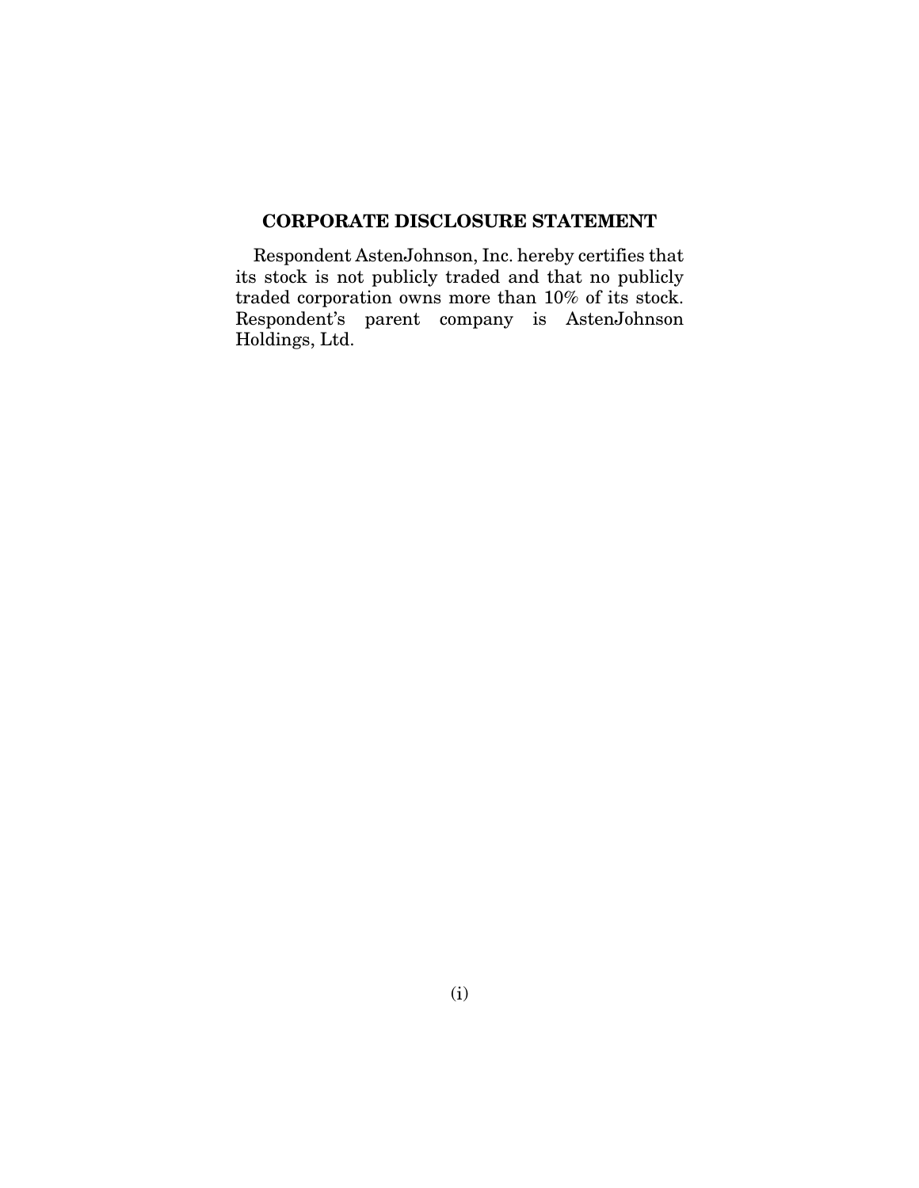## CORPORATE DISCLOSURE STATEMENT

Respondent AstenJohnson, Inc. hereby certifies that its stock is not publicly traded and that no publicly traded corporation owns more than 10% of its stock. Respondent's parent company is AstenJohnson Holdings, Ltd.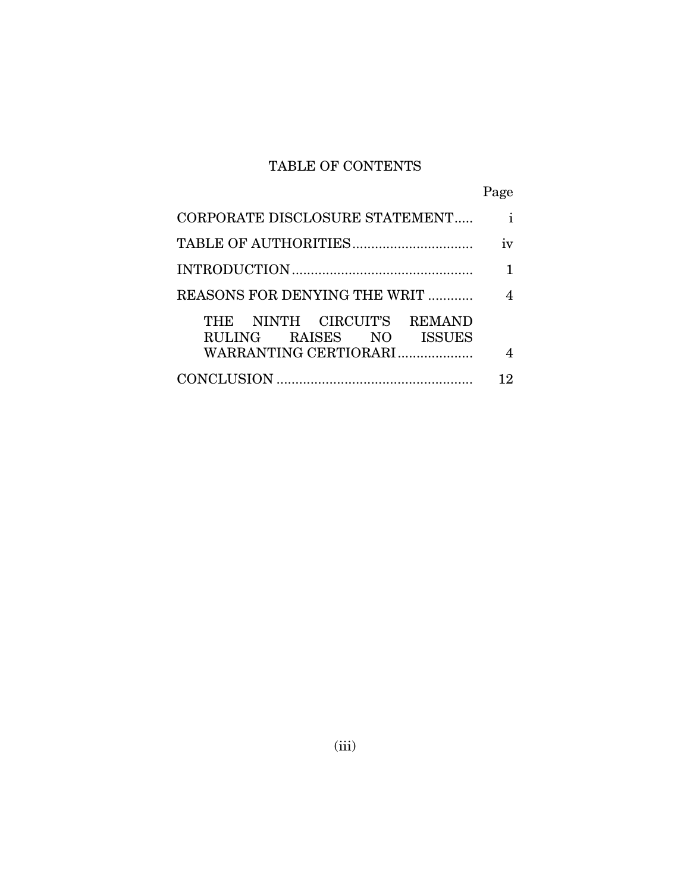## TABLE OF CONTENTS

| | Page |
|---|---|
| CORPORATE DISCLOSURE STATEMENT | i |
| TABLE OF AUTHORITIES | iv |
| INTRODUCTION | 1 |
| REASONS FOR DENYING THE WRIT | 4 |
| THE NINTH CIRCUIT'S REMAND RULING RAISES NO ISSUES WARRANTING CERTIORARI | 4 |
| CONCLUSION | 12 |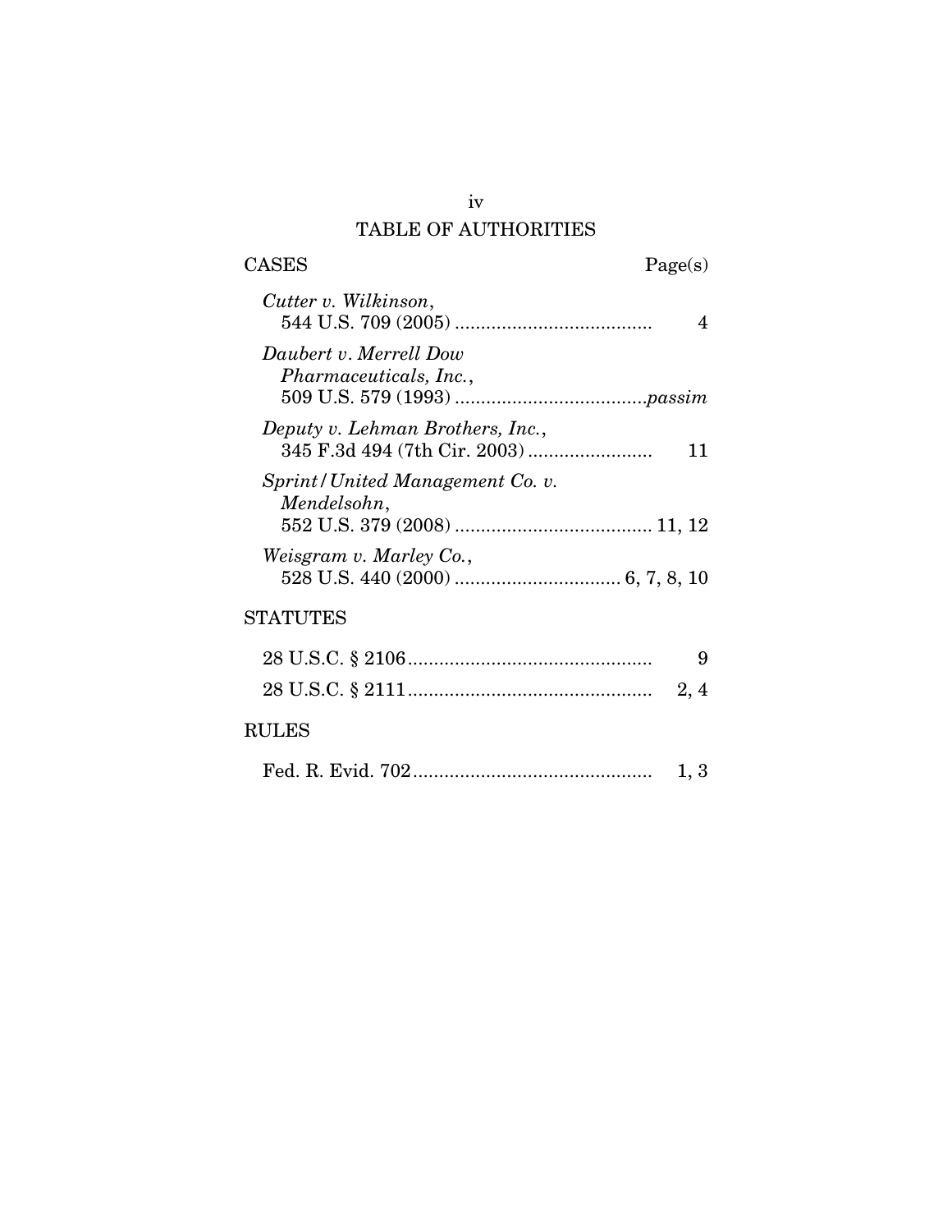# TABLE OF AUTHORITIES

| CASES | Page(s) |
| --- | --- |
| *Cutter v. Wilkinson*, 544 U.S. 709 (2005) | 4 |
| *Daubert v. Merrell Dow Pharmaceuticals, Inc.*, 509 U.S. 579 (1993) | *passim* |
| *Deputy v. Lehman Brothers, Inc.*, 345 F.3d 494 (7th Cir. 2003) | 11 |
| *Sprint/United Management Co. v. Mendelsohn*, 552 U.S. 379 (2008) | 11, 12 |
| *Weisgram v. Marley Co.*, 528 U.S. 440 (2000) | 6, 7, 8, 10 |

| STATUTES | |
| --- | --- |
| 28 U.S.C. § 2106 | 9 |
| 28 U.S.C. § 2111 | 2, 4 |

| RULES | |
| --- | --- |
| Fed. R. Evid. 702 | 1, 3 |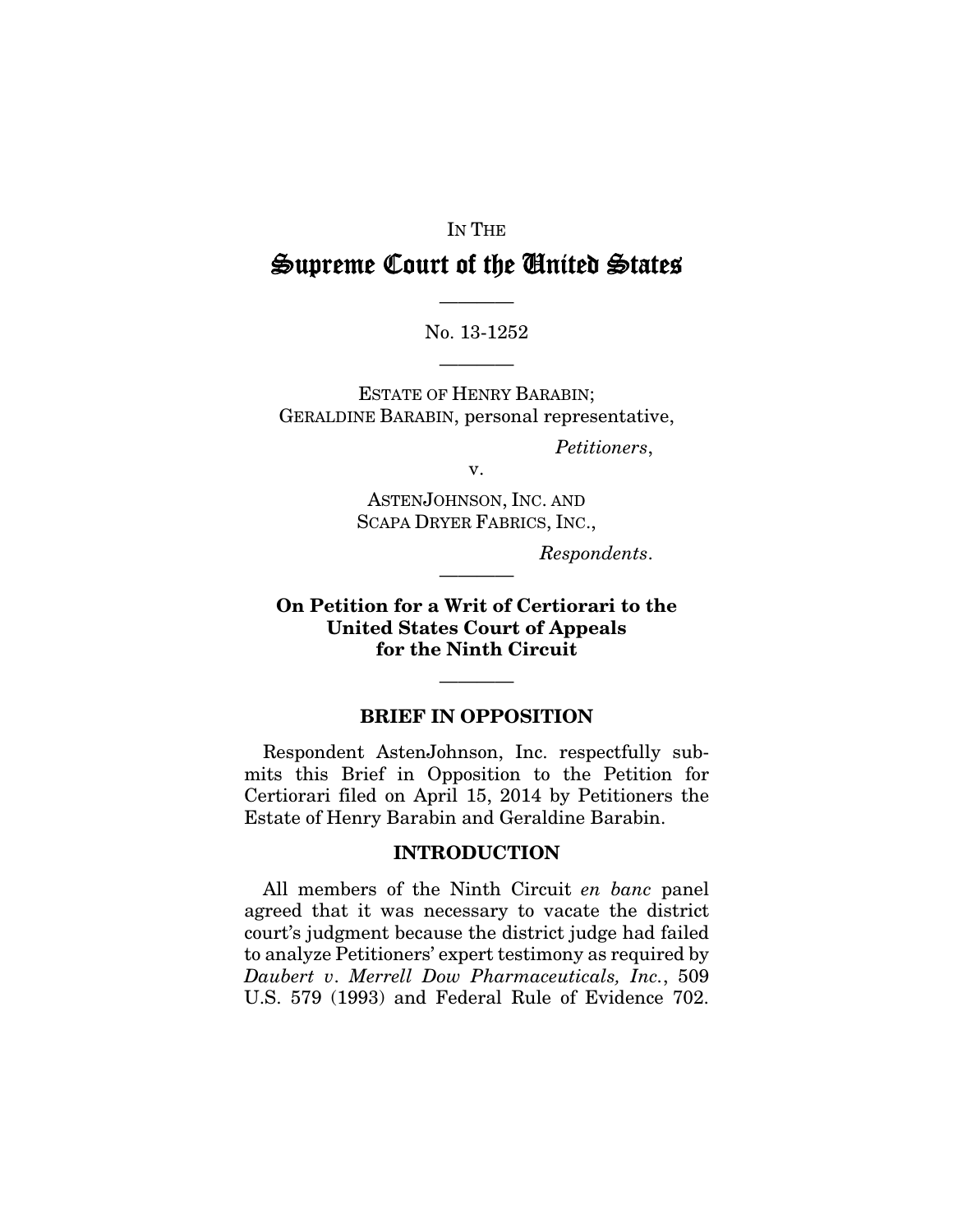IN THE

# Supreme Court of the United States

---

No. 13-1252

---

ESTATE OF HENRY BARABIN;
GERALDINE BARABIN, personal representative,

*Petitioners*,

v.

ASTENJOHNSON, INC. AND
SCAPA DRYER FABRICS, INC.,

*Respondents*.

---

**On Petition for a Writ of Certiorari to the United States Court of Appeals for the Ninth Circuit**

---

## BRIEF IN OPPOSITION

Respondent AstenJohnson, Inc. respectfully submits this Brief in Opposition to the Petition for Certiorari filed on April 15, 2014 by Petitioners the Estate of Henry Barabin and Geraldine Barabin.

## INTRODUCTION

All members of the Ninth Circuit *en banc* panel agreed that it was necessary to vacate the district court's judgment because the district judge had failed to analyze Petitioners' expert testimony as required by *Daubert v. Merrell Dow Pharmaceuticals, Inc.*, 509 U.S. 579 (1993) and Federal Rule of Evidence 702.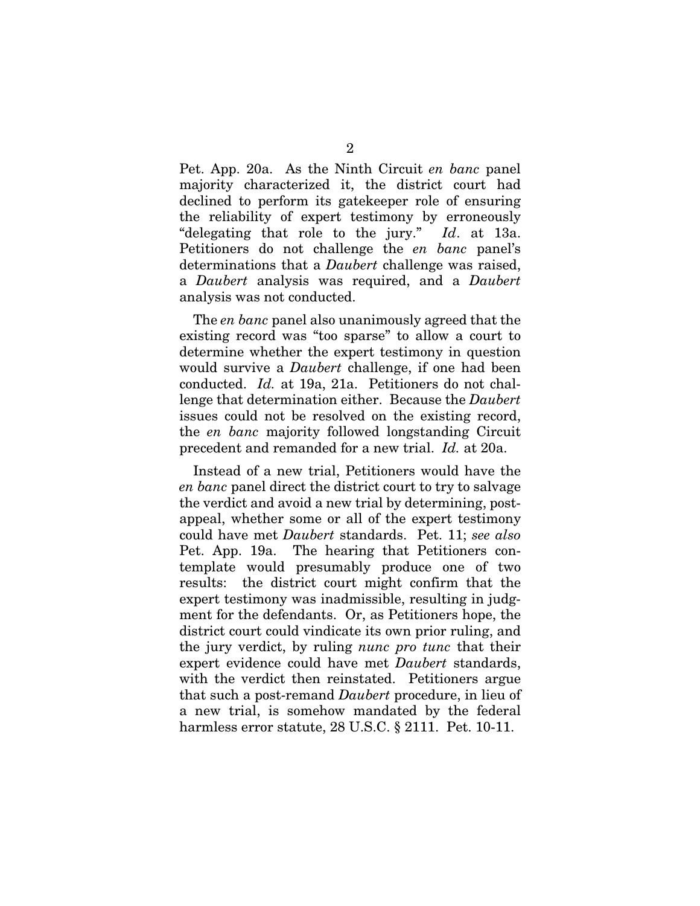Pet. App. 20a. As the Ninth Circuit *en banc* panel majority characterized it, the district court had declined to perform its gatekeeper role of ensuring the reliability of expert testimony by erroneously "delegating that role to the jury." *Id*. at 13a. Petitioners do not challenge the *en banc* panel's determinations that a *Daubert* challenge was raised, a *Daubert* analysis was required, and a *Daubert* analysis was not conducted.

The *en banc* panel also unanimously agreed that the existing record was "too sparse" to allow a court to determine whether the expert testimony in question would survive a *Daubert* challenge, if one had been conducted. *Id.* at 19a, 21a. Petitioners do not challenge that determination either. Because the *Daubert* issues could not be resolved on the existing record, the *en banc* majority followed longstanding Circuit precedent and remanded for a new trial. *Id.* at 20a.

Instead of a new trial, Petitioners would have the *en banc* panel direct the district court to try to salvage the verdict and avoid a new trial by determining, post-appeal, whether some or all of the expert testimony could have met *Daubert* standards. Pet. 11; *see also* Pet. App. 19a. The hearing that Petitioners contemplate would presumably produce one of two results: the district court might confirm that the expert testimony was inadmissible, resulting in judgment for the defendants. Or, as Petitioners hope, the district court could vindicate its own prior ruling, and the jury verdict, by ruling *nunc pro tunc* that their expert evidence could have met *Daubert* standards, with the verdict then reinstated. Petitioners argue that such a post-remand *Daubert* procedure, in lieu of a new trial, is somehow mandated by the federal harmless error statute, 28 U.S.C. § 2111. Pet. 10-11.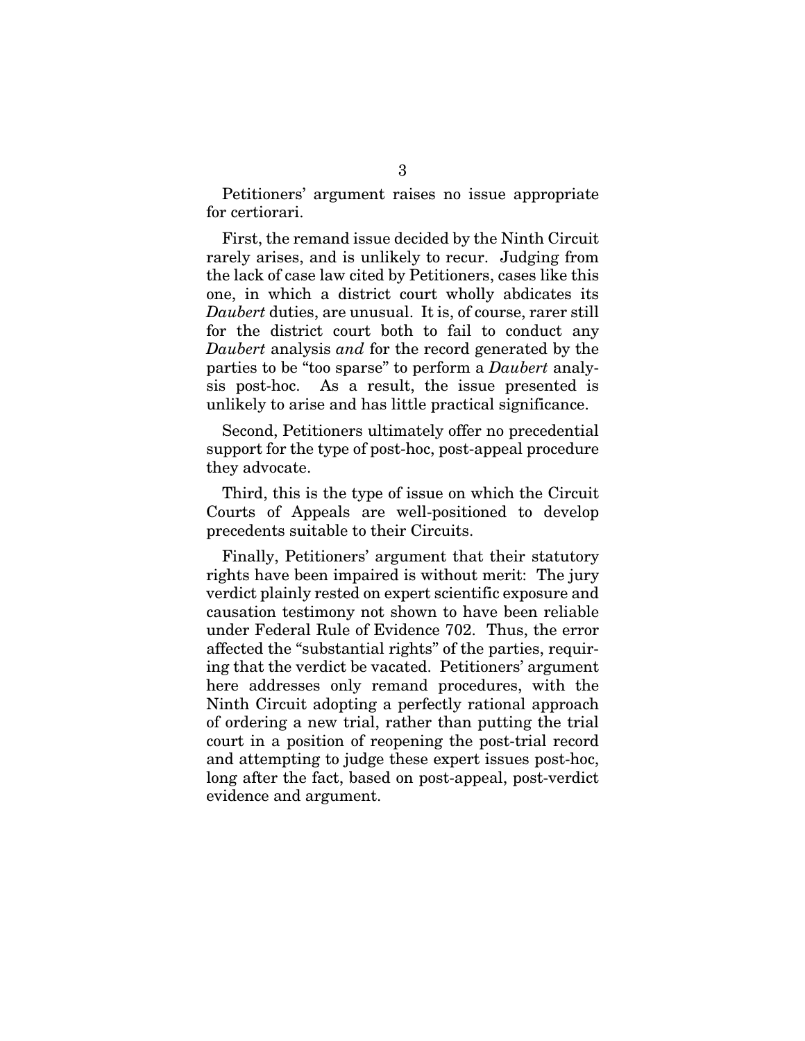Petitioners' argument raises no issue appropriate for certiorari.

First, the remand issue decided by the Ninth Circuit rarely arises, and is unlikely to recur. Judging from the lack of case law cited by Petitioners, cases like this one, in which a district court wholly abdicates its *Daubert* duties, are unusual. It is, of course, rarer still for the district court both to fail to conduct any *Daubert* analysis *and* for the record generated by the parties to be "too sparse" to perform a *Daubert* analysis post-hoc. As a result, the issue presented is unlikely to arise and has little practical significance.

Second, Petitioners ultimately offer no precedential support for the type of post-hoc, post-appeal procedure they advocate.

Third, this is the type of issue on which the Circuit Courts of Appeals are well-positioned to develop precedents suitable to their Circuits.

Finally, Petitioners' argument that their statutory rights have been impaired is without merit: The jury verdict plainly rested on expert scientific exposure and causation testimony not shown to have been reliable under Federal Rule of Evidence 702. Thus, the error affected the "substantial rights" of the parties, requiring that the verdict be vacated. Petitioners' argument here addresses only remand procedures, with the Ninth Circuit adopting a perfectly rational approach of ordering a new trial, rather than putting the trial court in a position of reopening the post-trial record and attempting to judge these expert issues post-hoc, long after the fact, based on post-appeal, post-verdict evidence and argument.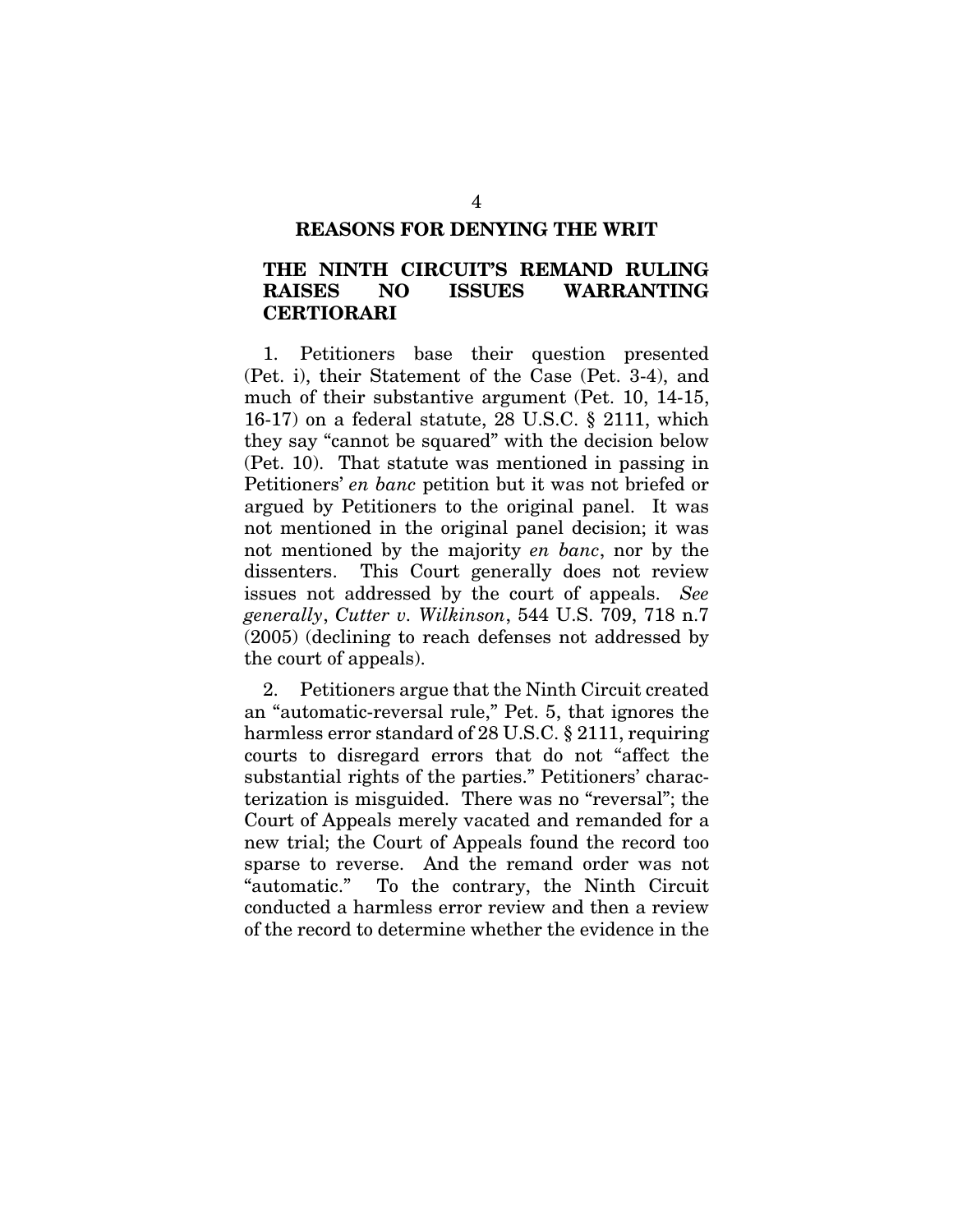## REASONS FOR DENYING THE WRIT

### THE NINTH CIRCUIT'S REMAND RULING RAISES NO ISSUES WARRANTING CERTIORARI

1. Petitioners base their question presented (Pet. i), their Statement of the Case (Pet. 3-4), and much of their substantive argument (Pet. 10, 14-15, 16-17) on a federal statute, 28 U.S.C. § 2111, which they say "cannot be squared" with the decision below (Pet. 10). That statute was mentioned in passing in Petitioners' *en banc* petition but it was not briefed or argued by Petitioners to the original panel. It was not mentioned in the original panel decision; it was not mentioned by the majority *en banc*, nor by the dissenters. This Court generally does not review issues not addressed by the court of appeals. *See generally*, *Cutter v. Wilkinson*, 544 U.S. 709, 718 n.7 (2005) (declining to reach defenses not addressed by the court of appeals).

2. Petitioners argue that the Ninth Circuit created an "automatic-reversal rule," Pet. 5, that ignores the harmless error standard of 28 U.S.C. § 2111, requiring courts to disregard errors that do not "affect the substantial rights of the parties." Petitioners' characterization is misguided. There was no "reversal"; the Court of Appeals merely vacated and remanded for a new trial; the Court of Appeals found the record too sparse to reverse. And the remand order was not "automatic." To the contrary, the Ninth Circuit conducted a harmless error review and then a review of the record to determine whether the evidence in the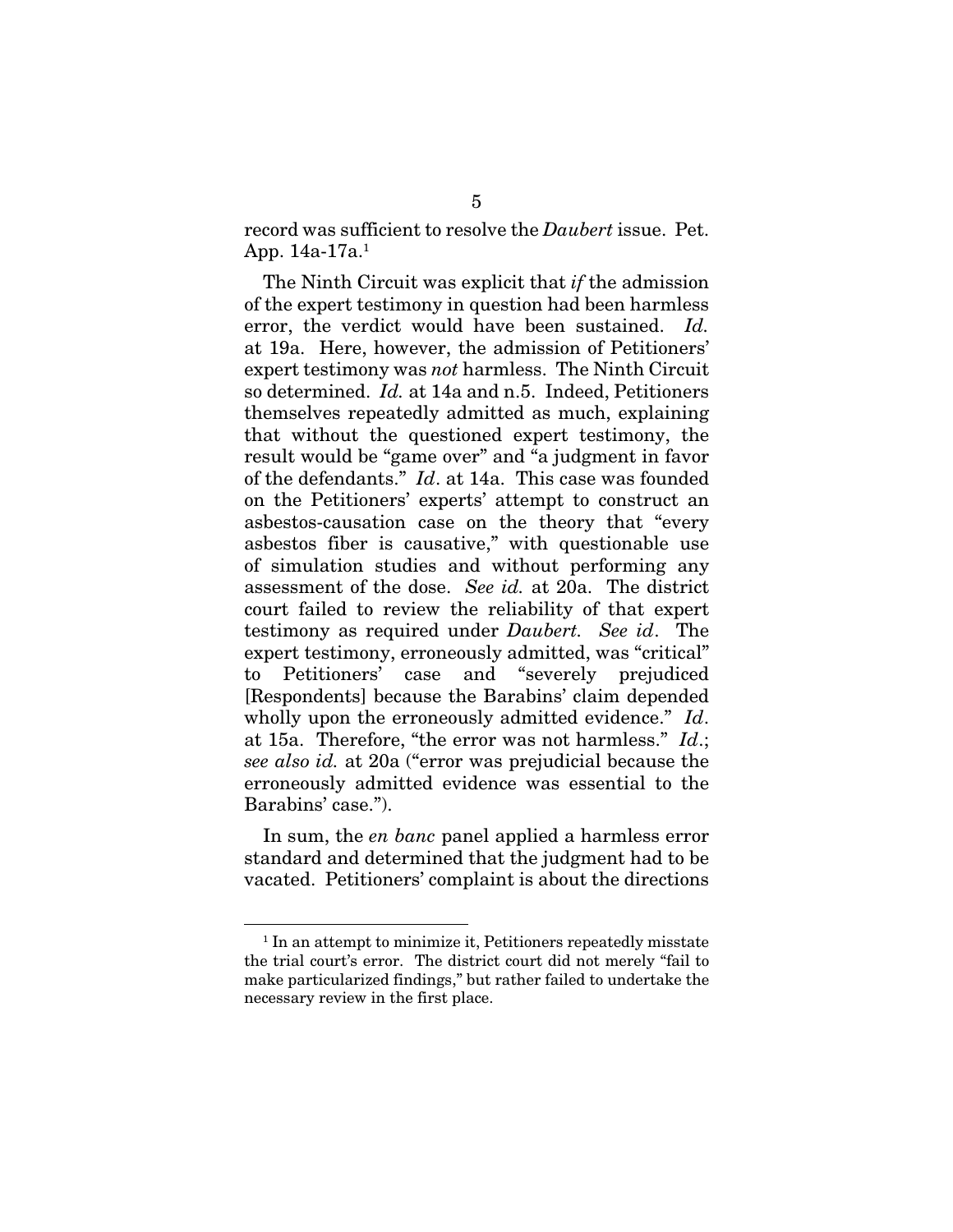record was sufficient to resolve the *Daubert* issue. Pet. App. 14a-17a.[1]

The Ninth Circuit was explicit that *if* the admission of the expert testimony in question had been harmless error, the verdict would have been sustained. *Id.* at 19a. Here, however, the admission of Petitioners' expert testimony was *not* harmless. The Ninth Circuit so determined. *Id.* at 14a and n.5. Indeed, Petitioners themselves repeatedly admitted as much, explaining that without the questioned expert testimony, the result would be "game over" and "a judgment in favor of the defendants." *Id*. at 14a. This case was founded on the Petitioners' experts' attempt to construct an asbestos-causation case on the theory that "every asbestos fiber is causative," with questionable use of simulation studies and without performing any assessment of the dose. *See id.* at 20a. The district court failed to review the reliability of that expert testimony as required under *Daubert. See id*. The expert testimony, erroneously admitted, was "critical" to Petitioners' case and "severely prejudiced [Respondents] because the Barabins' claim depended wholly upon the erroneously admitted evidence." *Id*. at 15a. Therefore, "the error was not harmless." *Id*.; *see also id.* at 20a ("error was prejudicial because the erroneously admitted evidence was essential to the Barabins' case.").

In sum, the *en banc* panel applied a harmless error standard and determined that the judgment had to be vacated. Petitioners' complaint is about the directions

[1] In an attempt to minimize it, Petitioners repeatedly misstate the trial court's error. The district court did not merely "fail to make particularized findings," but rather failed to undertake the necessary review in the first place.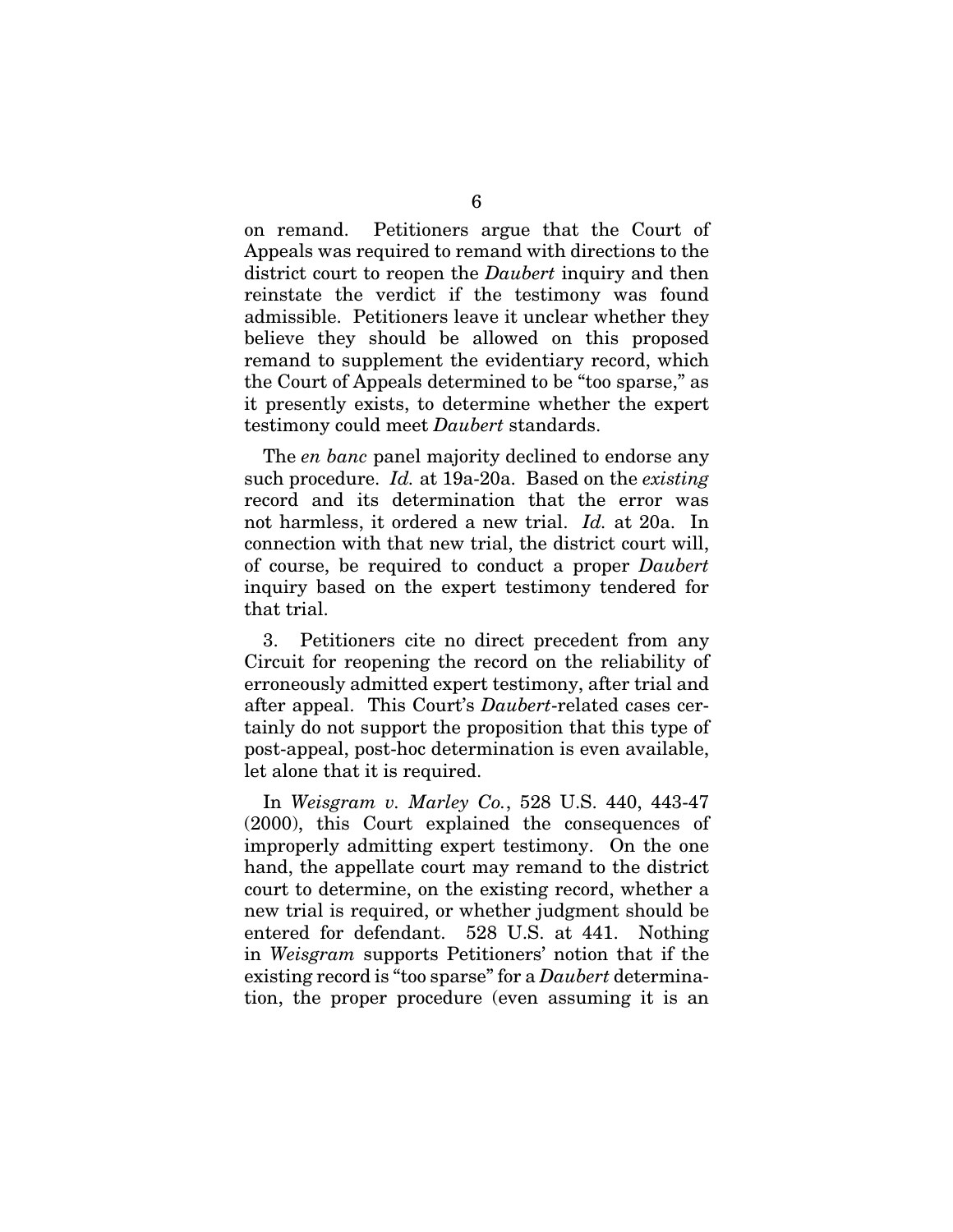on remand. Petitioners argue that the Court of Appeals was required to remand with directions to the district court to reopen the *Daubert* inquiry and then reinstate the verdict if the testimony was found admissible. Petitioners leave it unclear whether they believe they should be allowed on this proposed remand to supplement the evidentiary record, which the Court of Appeals determined to be "too sparse," as it presently exists, to determine whether the expert testimony could meet *Daubert* standards.

The *en banc* panel majority declined to endorse any such procedure. *Id.* at 19a-20a. Based on the *existing* record and its determination that the error was not harmless, it ordered a new trial. *Id.* at 20a. In connection with that new trial, the district court will, of course, be required to conduct a proper *Daubert* inquiry based on the expert testimony tendered for that trial.

3. Petitioners cite no direct precedent from any Circuit for reopening the record on the reliability of erroneously admitted expert testimony, after trial and after appeal. This Court's *Daubert*-related cases certainly do not support the proposition that this type of post-appeal, post-hoc determination is even available, let alone that it is required.

In *Weisgram v. Marley Co.*, 528 U.S. 440, 443-47 (2000), this Court explained the consequences of improperly admitting expert testimony. On the one hand, the appellate court may remand to the district court to determine, on the existing record, whether a new trial is required, or whether judgment should be entered for defendant. 528 U.S. at 441. Nothing in *Weisgram* supports Petitioners' notion that if the existing record is "too sparse" for a *Daubert* determination, the proper procedure (even assuming it is an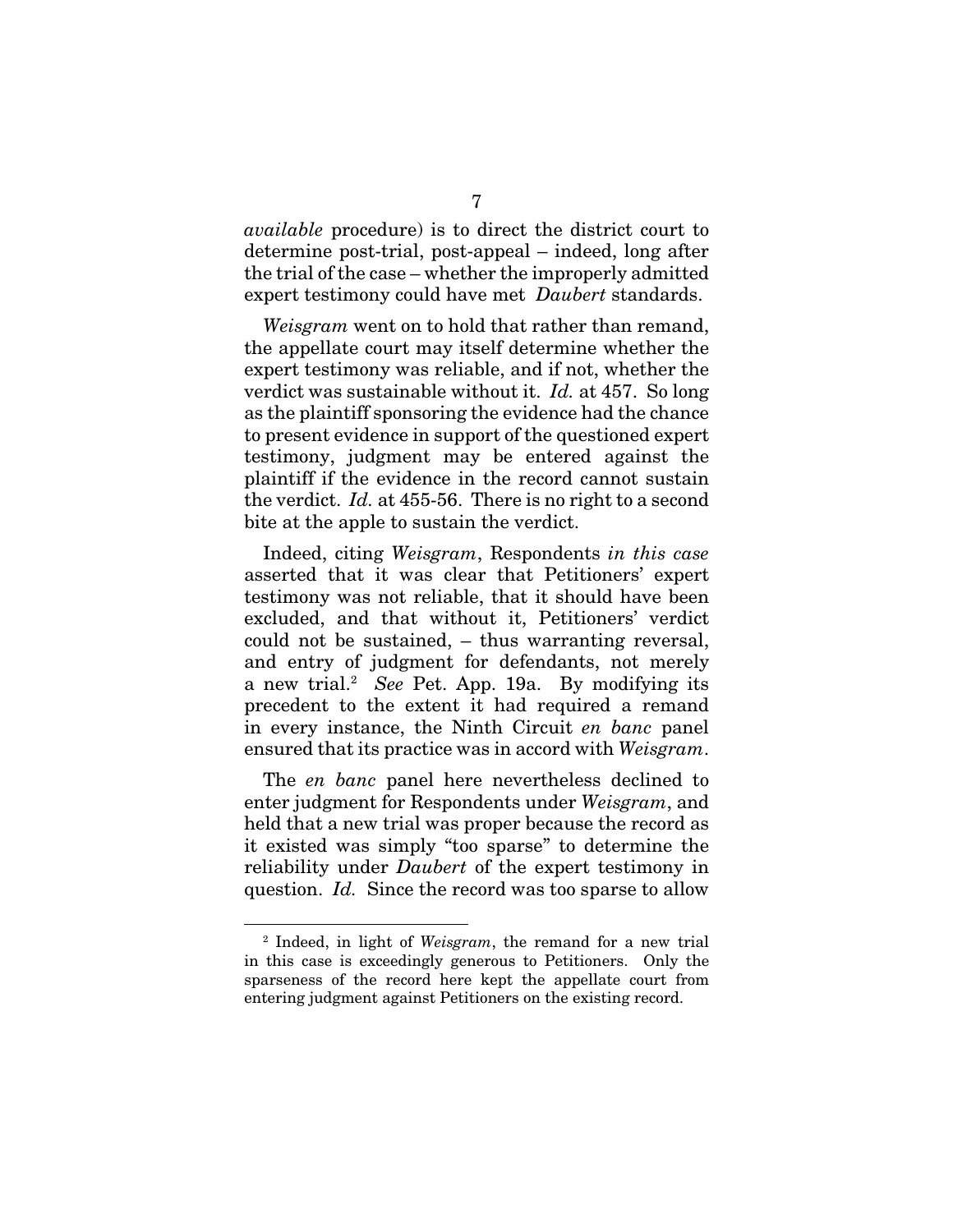*available* procedure) is to direct the district court to determine post-trial, post-appeal – indeed, long after the trial of the case – whether the improperly admitted expert testimony could have met *Daubert* standards.

*Weisgram* went on to hold that rather than remand, the appellate court may itself determine whether the expert testimony was reliable, and if not, whether the verdict was sustainable without it. *Id.* at 457. So long as the plaintiff sponsoring the evidence had the chance to present evidence in support of the questioned expert testimony, judgment may be entered against the plaintiff if the evidence in the record cannot sustain the verdict. *Id.* at 455-56. There is no right to a second bite at the apple to sustain the verdict.

Indeed, citing *Weisgram*, Respondents *in this case* asserted that it was clear that Petitioners' expert testimony was not reliable, that it should have been excluded, and that without it, Petitioners' verdict could not be sustained, – thus warranting reversal, and entry of judgment for defendants, not merely a new trial.[2] *See* Pet. App. 19a. By modifying its precedent to the extent it had required a remand in every instance, the Ninth Circuit *en banc* panel ensured that its practice was in accord with *Weisgram*.

The *en banc* panel here nevertheless declined to enter judgment for Respondents under *Weisgram*, and held that a new trial was proper because the record as it existed was simply "too sparse" to determine the reliability under *Daubert* of the expert testimony in question. *Id.* Since the record was too sparse to allow

---

[2] Indeed, in light of *Weisgram*, the remand for a new trial in this case is exceedingly generous to Petitioners. Only the sparseness of the record here kept the appellate court from entering judgment against Petitioners on the existing record.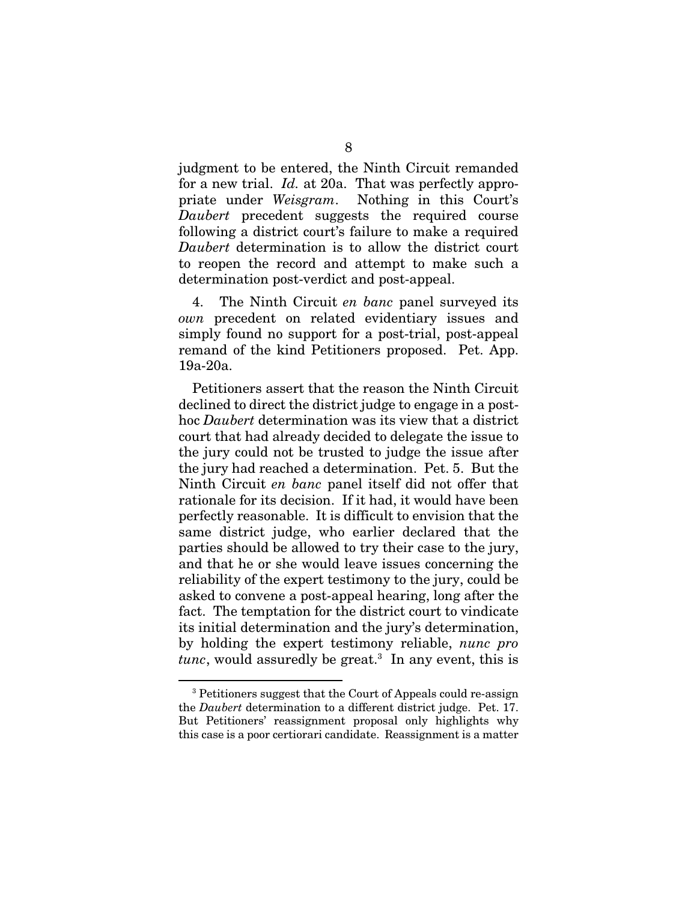judgment to be entered, the Ninth Circuit remanded for a new trial. *Id.* at 20a. That was perfectly appropriate under *Weisgram*. Nothing in this Court's *Daubert* precedent suggests the required course following a district court's failure to make a required *Daubert* determination is to allow the district court to reopen the record and attempt to make such a determination post-verdict and post-appeal.

4. The Ninth Circuit *en banc* panel surveyed its *own* precedent on related evidentiary issues and simply found no support for a post-trial, post-appeal remand of the kind Petitioners proposed. Pet. App. 19a-20a.

Petitioners assert that the reason the Ninth Circuit declined to direct the district judge to engage in a post-hoc *Daubert* determination was its view that a district court that had already decided to delegate the issue to the jury could not be trusted to judge the issue after the jury had reached a determination. Pet. 5. But the Ninth Circuit *en banc* panel itself did not offer that rationale for its decision. If it had, it would have been perfectly reasonable. It is difficult to envision that the same district judge, who earlier declared that the parties should be allowed to try their case to the jury, and that he or she would leave issues concerning the reliability of the expert testimony to the jury, could be asked to convene a post-appeal hearing, long after the fact. The temptation for the district court to vindicate its initial determination and the jury's determination, by holding the expert testimony reliable, *nunc pro tunc*, would assuredly be great.[3] In any event, this is

---

[3] Petitioners suggest that the Court of Appeals could re-assign the *Daubert* determination to a different district judge. Pet. 17. But Petitioners' reassignment proposal only highlights why this case is a poor certiorari candidate. Reassignment is a matter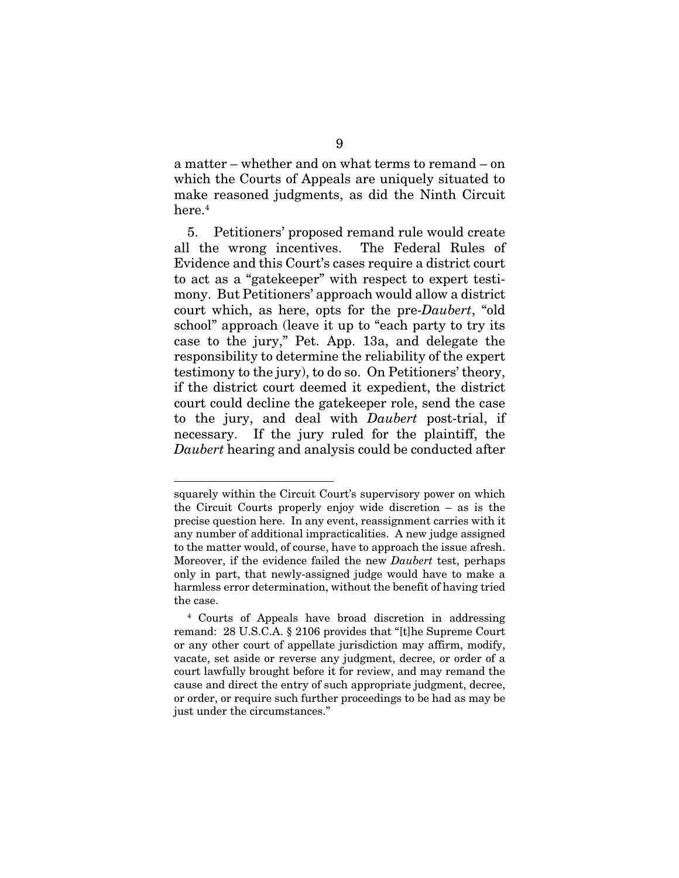a matter – whether and on what terms to remand – on which the Courts of Appeals are uniquely situated to make reasoned judgments, as did the Ninth Circuit here.[4]

5. Petitioners' proposed remand rule would create all the wrong incentives. The Federal Rules of Evidence and this Court's cases require a district court to act as a "gatekeeper" with respect to expert testimony. But Petitioners' approach would allow a district court which, as here, opts for the pre-*Daubert*, "old school" approach (leave it up to "each party to try its case to the jury," Pet. App. 13a, and delegate the responsibility to determine the reliability of the expert testimony to the jury), to do so. On Petitioners' theory, if the district court deemed it expedient, the district court could decline the gatekeeper role, send the case to the jury, and deal with *Daubert* post-trial, if necessary. If the jury ruled for the plaintiff, the *Daubert* hearing and analysis could be conducted after

---

squarely within the Circuit Court's supervisory power on which the Circuit Courts properly enjoy wide discretion – as is the precise question here. In any event, reassignment carries with it any number of additional impracticalities. A new judge assigned to the matter would, of course, have to approach the issue afresh. Moreover, if the evidence failed the new *Daubert* test, perhaps only in part, that newly-assigned judge would have to make a harmless error determination, without the benefit of having tried the case.

[4] Courts of Appeals have broad discretion in addressing remand: 28 U.S.C.A. § 2106 provides that "[t]he Supreme Court or any other court of appellate jurisdiction may affirm, modify, vacate, set aside or reverse any judgment, decree, or order of a court lawfully brought before it for review, and may remand the cause and direct the entry of such appropriate judgment, decree, or order, or require such further proceedings to be had as may be just under the circumstances."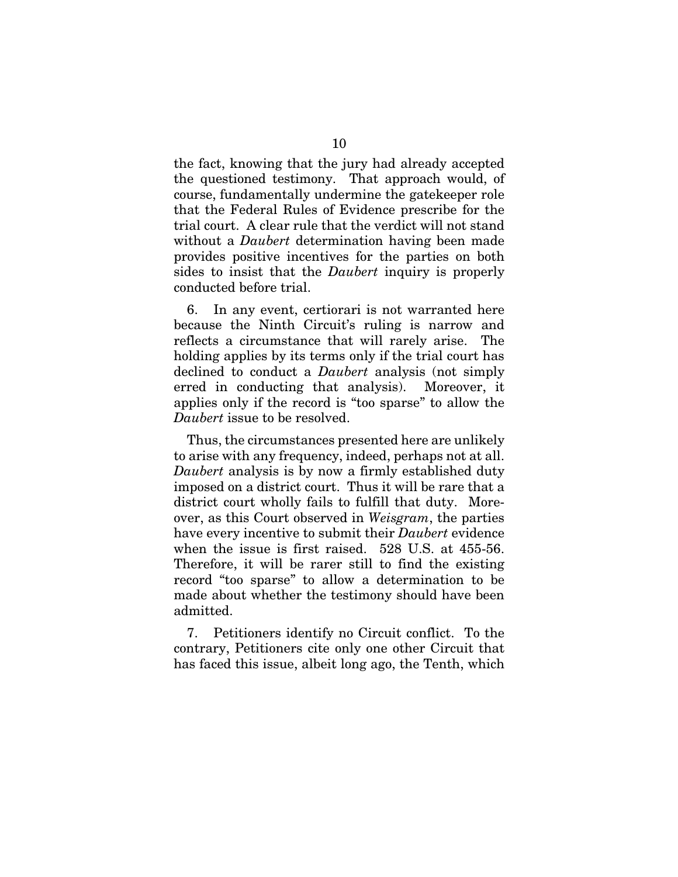the fact, knowing that the jury had already accepted the questioned testimony. That approach would, of course, fundamentally undermine the gatekeeper role that the Federal Rules of Evidence prescribe for the trial court. A clear rule that the verdict will not stand without a *Daubert* determination having been made provides positive incentives for the parties on both sides to insist that the *Daubert* inquiry is properly conducted before trial.

6. In any event, certiorari is not warranted here because the Ninth Circuit's ruling is narrow and reflects a circumstance that will rarely arise. The holding applies by its terms only if the trial court has declined to conduct a *Daubert* analysis (not simply erred in conducting that analysis). Moreover, it applies only if the record is "too sparse" to allow the *Daubert* issue to be resolved.

Thus, the circumstances presented here are unlikely to arise with any frequency, indeed, perhaps not at all. *Daubert* analysis is by now a firmly established duty imposed on a district court. Thus it will be rare that a district court wholly fails to fulfill that duty. Moreover, as this Court observed in *Weisgram*, the parties have every incentive to submit their *Daubert* evidence when the issue is first raised. 528 U.S. at 455-56. Therefore, it will be rarer still to find the existing record "too sparse" to allow a determination to be made about whether the testimony should have been admitted.

7. Petitioners identify no Circuit conflict. To the contrary, Petitioners cite only one other Circuit that has faced this issue, albeit long ago, the Tenth, which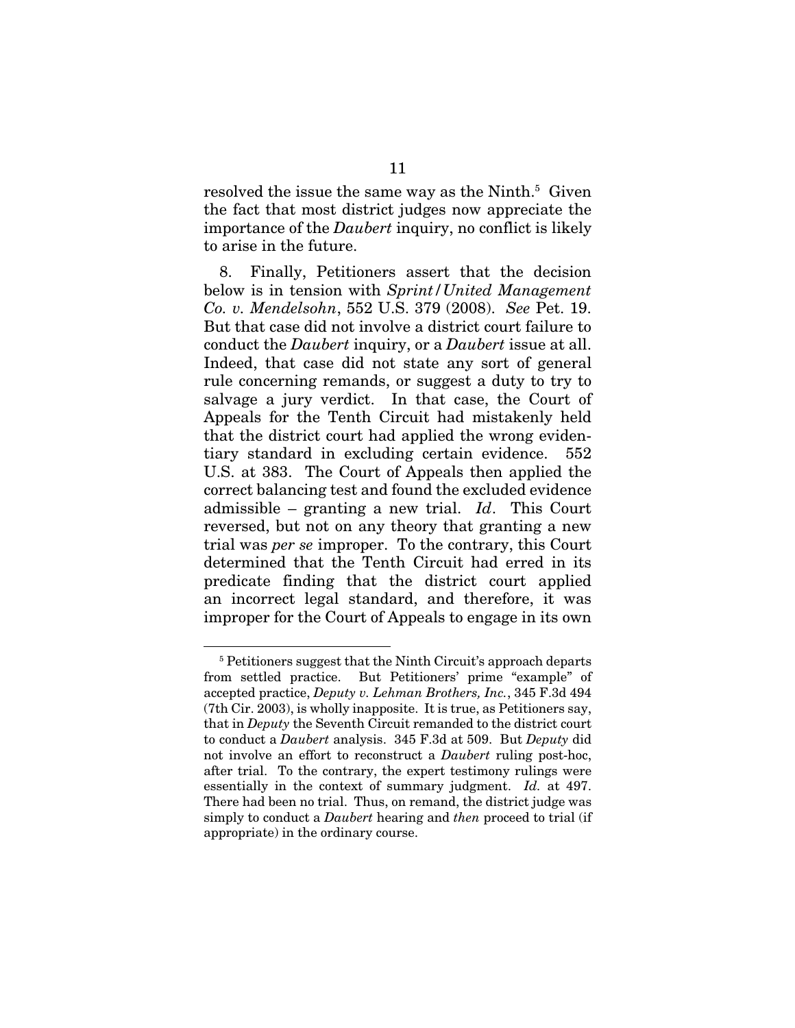resolved the issue the same way as the Ninth.[5] Given the fact that most district judges now appreciate the importance of the *Daubert* inquiry, no conflict is likely to arise in the future.

8. Finally, Petitioners assert that the decision below is in tension with *Sprint/United Management Co. v. Mendelsohn*, 552 U.S. 379 (2008). *See* Pet. 19. But that case did not involve a district court failure to conduct the *Daubert* inquiry, or a *Daubert* issue at all. Indeed, that case did not state any sort of general rule concerning remands, or suggest a duty to try to salvage a jury verdict. In that case, the Court of Appeals for the Tenth Circuit had mistakenly held that the district court had applied the wrong evidentiary standard in excluding certain evidence. 552 U.S. at 383. The Court of Appeals then applied the correct balancing test and found the excluded evidence admissible – granting a new trial. *Id*. This Court reversed, but not on any theory that granting a new trial was *per se* improper. To the contrary, this Court determined that the Tenth Circuit had erred in its predicate finding that the district court applied an incorrect legal standard, and therefore, it was improper for the Court of Appeals to engage in its own

---

[5] Petitioners suggest that the Ninth Circuit's approach departs from settled practice. But Petitioners' prime "example" of accepted practice, *Deputy v. Lehman Brothers, Inc.*, 345 F.3d 494 (7th Cir. 2003), is wholly inapposite. It is true, as Petitioners say, that in *Deputy* the Seventh Circuit remanded to the district court to conduct a *Daubert* analysis. 345 F.3d at 509. But *Deputy* did not involve an effort to reconstruct a *Daubert* ruling post-hoc, after trial. To the contrary, the expert testimony rulings were essentially in the context of summary judgment. *Id.* at 497. There had been no trial. Thus, on remand, the district judge was simply to conduct a *Daubert* hearing and *then* proceed to trial (if appropriate) in the ordinary course.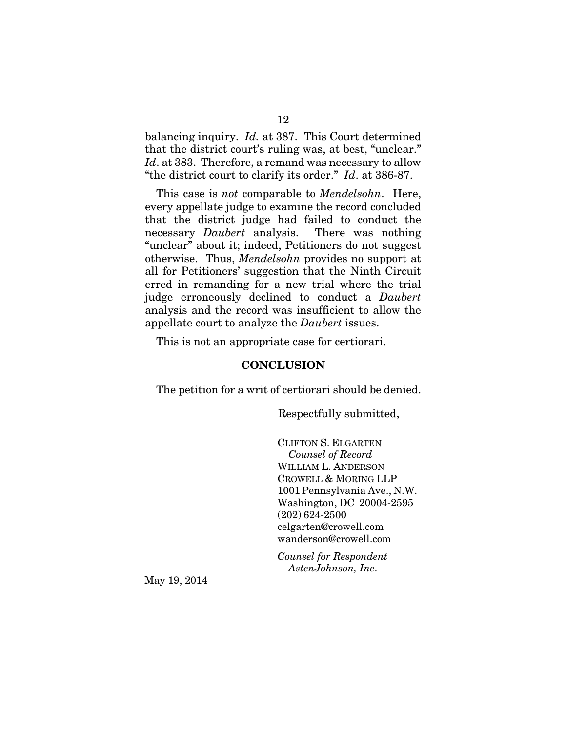balancing inquiry. *Id.* at 387. This Court determined that the district court's ruling was, at best, "unclear." *Id*. at 383. Therefore, a remand was necessary to allow "the district court to clarify its order." *Id*. at 386-87.

This case is *not* comparable to *Mendelsohn*. Here, every appellate judge to examine the record concluded that the district judge had failed to conduct the necessary *Daubert* analysis. There was nothing "unclear" about it; indeed, Petitioners do not suggest otherwise. Thus, *Mendelsohn* provides no support at all for Petitioners' suggestion that the Ninth Circuit erred in remanding for a new trial where the trial judge erroneously declined to conduct a *Daubert* analysis and the record was insufficient to allow the appellate court to analyze the *Daubert* issues.

This is not an appropriate case for certiorari.

## CONCLUSION

The petition for a writ of certiorari should be denied.

Respectfully submitted,

CLIFTON S. ELGARTEN
*Counsel of Record*
WILLIAM L. ANDERSON
CROWELL & MORING LLP
1001 Pennsylvania Ave., N.W.
Washington, DC 20004-2595
(202) 624-2500
celgarten@crowell.com
wanderson@crowell.com

*Counsel for Respondent AstenJohnson, Inc*.

May 19, 2014